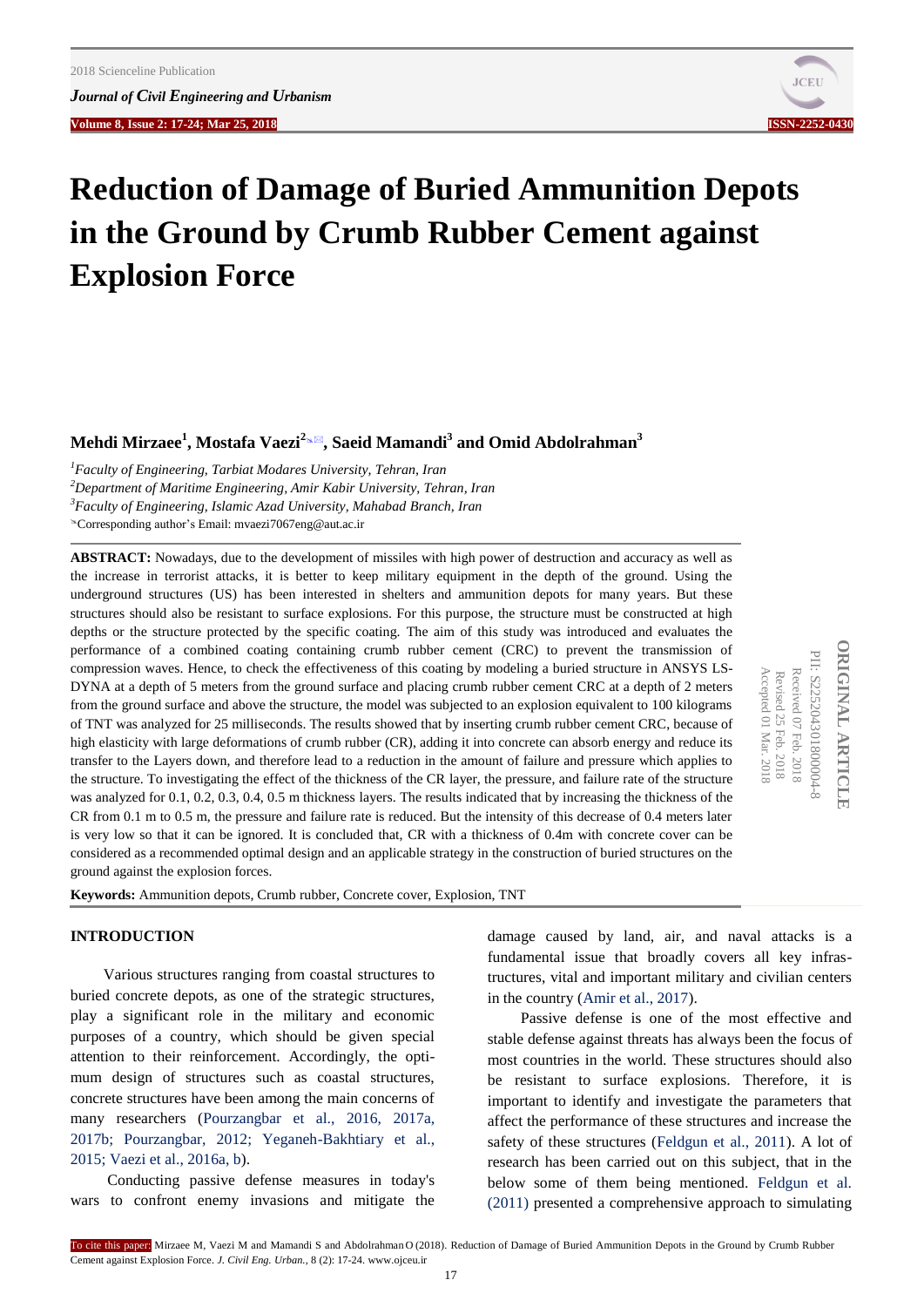# Reduction of Damage of Buried Ammunition Depots in the Ground by Crumb Rubber Cement against Explosion Force

**Mehdi Mirzaee[1], Mostafa Vaezi[2]✉, Saeid Mamandi[3] and Omid Abdolrahman[3]**

[1] *Faculty of Engineering, Tarbiat Modares University, Tehran, Iran*
[2] *Department of Maritime Engineering, Amir Kabir University, Tehran, Iran*
[3] *Faculty of Engineering, Islamic Azad University, Mahabad Branch, Iran*
✉Corresponding author's Email: mvaezi7067eng@aut.ac.ir

ORIGINAL ARTICLE
PII: S225204301800004-8
Received 07 Feb. 2018
Revised 25 Feb. 2018
Accepted 01 Mar. 2018

**ABSTRACT:** Nowadays, due to the development of missiles with high power of destruction and accuracy as well as the increase in terrorist attacks, it is better to keep military equipment in the depth of the ground. Using the underground structures (US) has been interested in shelters and ammunition depots for many years. But these structures should also be resistant to surface explosions. For this purpose, the structure must be constructed at high depths or the structure protected by the specific coating. The aim of this study was introduced and evaluates the performance of a combined coating containing crumb rubber cement (CRC) to prevent the transmission of compression waves. Hence, to check the effectiveness of this coating by modeling a buried structure in ANSYS LS-DYNA at a depth of 5 meters from the ground surface and placing crumb rubber cement CRC at a depth of 2 meters from the ground surface and above the structure, the model was subjected to an explosion equivalent to 100 kilograms of TNT was analyzed for 25 milliseconds. The results showed that by inserting crumb rubber cement CRC, because of high elasticity with large deformations of crumb rubber (CR), adding it into concrete can absorb energy and reduce its transfer to the Layers down, and therefore lead to a reduction in the amount of failure and pressure which applies to the structure. To investigating the effect of the thickness of the CR layer, the pressure, and failure rate of the structure was analyzed for 0.1, 0.2, 0.3, 0.4, 0.5 m thickness layers. The results indicated that by increasing the thickness of the CR from 0.1 m to 0.5 m, the pressure and failure rate is reduced. But the intensity of this decrease of 0.4 meters later is very low so that it can be ignored. It is concluded that, CR with a thickness of 0.4m with concrete cover can be considered as a recommended optimal design and an applicable strategy in the construction of buried structures on the ground against the explosion forces.

**Keywords:** Ammunition depots, Crumb rubber, Concrete cover, Explosion, TNT

## INTRODUCTION

Various structures ranging from coastal structures to buried concrete depots, as one of the strategic structures, play a significant role in the military and economic purposes of a country, which should be given special attention to their reinforcement. Accordingly, the optimum design of structures such as coastal structures, concrete structures have been among the main concerns of many researchers (Pourzangbar et al., 2016, 2017a, 2017b; Pourzangbar, 2012; Yeganeh-Bakhtiary et al., 2015; Vaezi et al., 2016a, b).

Conducting passive defense measures in today's wars to confront enemy invasions and mitigate the damage caused by land, air, and naval attacks is a fundamental issue that broadly covers all key infrastructures, vital and important military and civilian centers in the country (Amir et al., 2017).

Passive defense is one of the most effective and stable defense against threats has always been the focus of most countries in the world. These structures should also be resistant to surface explosions. Therefore, it is important to identify and investigate the parameters that affect the performance of these structures and increase the safety of these structures (Feldgun et al., 2011). A lot of research has been carried out on this subject, that in the below some of them being mentioned. Feldgun et al. (2011) presented a comprehensive approach to simulating

To cite this paper: Mirzaee M, Vaezi M and Mamandi S and Abdolrahman O (2018). Reduction of Damage of Buried Ammunition Depots in the Ground by Crumb Rubber Cement against Explosion Force. *J. Civil Eng. Urban.*, 8 (2): 17-24. www.ojceu.ir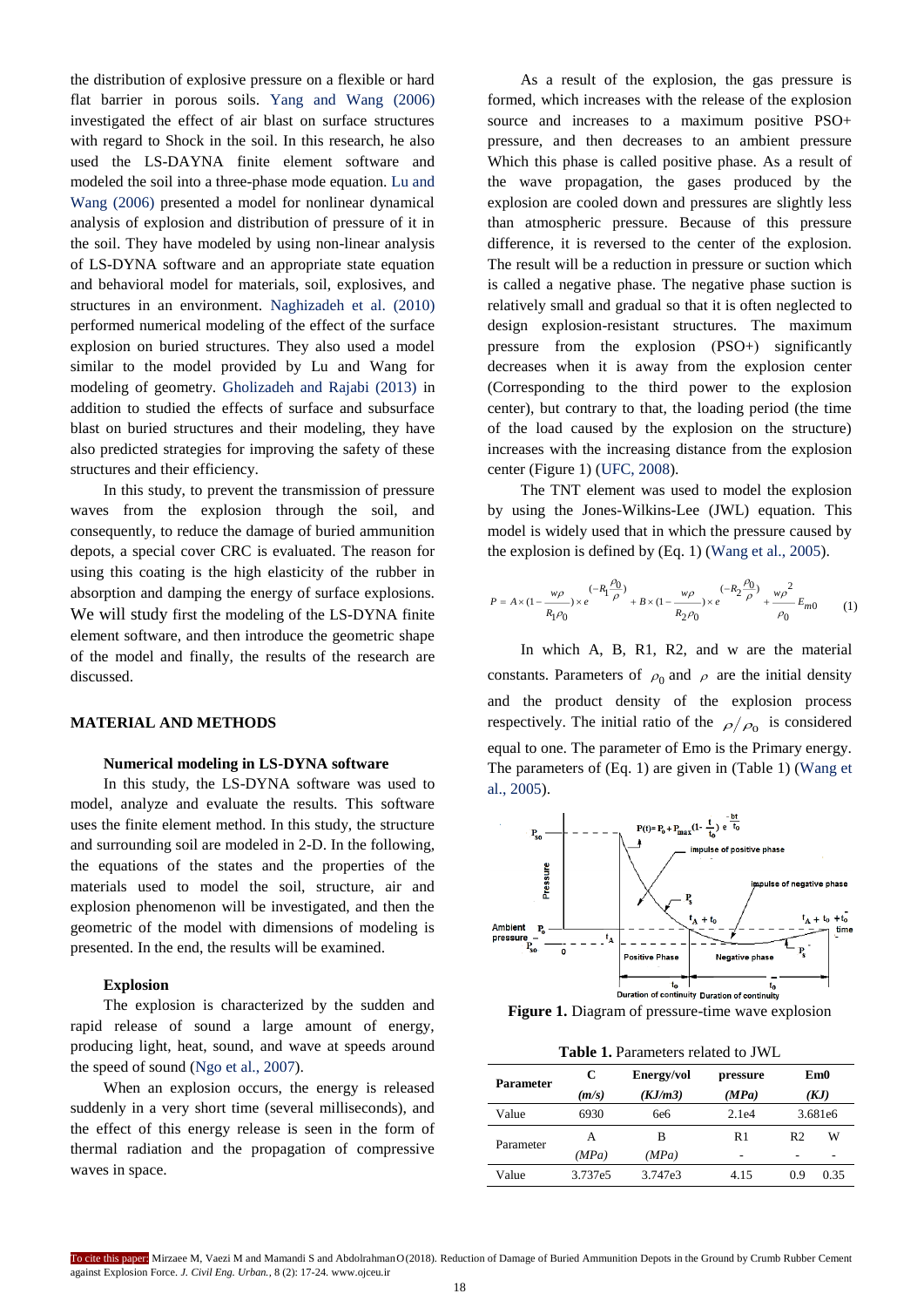the distribution of explosive pressure on a flexible or hard flat barrier in porous soils. Yang and Wang (2006) investigated the effect of air blast on surface structures with regard to Shock in the soil. In this research, he also used the LS-DAYNA finite element software and modeled the soil into a three-phase mode equation. Lu and Wang (2006) presented a model for nonlinear dynamical analysis of explosion and distribution of pressure of it in the soil. They have modeled by using non-linear analysis of LS-DYNA software and an appropriate state equation and behavioral model for materials, soil, explosives, and structures in an environment. Naghizadeh et al. (2010) performed numerical modeling of the effect of the surface explosion on buried structures. They also used a model similar to the model provided by Lu and Wang for modeling of geometry. Gholizadeh and Rajabi (2013) in addition to studied the effects of surface and subsurface blast on buried structures and their modeling, they have also predicted strategies for improving the safety of these structures and their efficiency.

In this study, to prevent the transmission of pressure waves from the explosion through the soil, and consequently, to reduce the damage of buried ammunition depots, a special cover CRC is evaluated. The reason for using this coating is the high elasticity of the rubber in absorption and damping the energy of surface explosions. We will study first the modeling of the LS-DYNA finite element software, and then introduce the geometric shape of the model and finally, the results of the research are discussed.

## MATERIAL AND METHODS

### Numerical modeling in LS-DYNA software

In this study, the LS-DYNA software was used to model, analyze and evaluate the results. This software uses the finite element method. In this study, the structure and surrounding soil are modeled in 2-D. In the following, the equations of the states and the properties of the materials used to model the soil, structure, air and explosion phenomenon will be investigated, and then the geometric of the model with dimensions of modeling is presented. In the end, the results will be examined.

### Explosion

The explosion is characterized by the sudden and rapid release of sound a large amount of energy, producing light, heat, sound, and wave at speeds around the speed of sound (Ngo et al., 2007).

When an explosion occurs, the energy is released suddenly in a very short time (several milliseconds), and the effect of this energy release is seen in the form of thermal radiation and the propagation of compressive waves in space.

As a result of the explosion, the gas pressure is formed, which increases with the release of the explosion source and increases to a maximum positive PSO+ pressure, and then decreases to an ambient pressure Which this phase is called positive phase. As a result of the wave propagation, the gases produced by the explosion are cooled down and pressures are slightly less than atmospheric pressure. Because of this pressure difference, it is reversed to the center of the explosion. The result will be a reduction in pressure or suction which is called a negative phase. The negative phase suction is relatively small and gradual so that it is often neglected to design explosion-resistant structures. The maximum pressure from the explosion (PSO+) significantly decreases when it is away from the explosion center (Corresponding to the third power to the explosion center), but contrary to that, the loading period (the time of the load caused by the explosion on the structure) increases with the increasing distance from the explosion center (Figure 1) (UFC, 2008).

The TNT element was used to model the explosion by using the Jones-Wilkins-Lee (JWL) equation. This model is widely used that in which the pressure caused by the explosion is defined by (Eq. 1) (Wang et al., 2005).

$$P = A \times \left(1 - \frac{w\rho}{R_1 \rho_0}\right) \times e^{\left(-R_1 \frac{\rho_0}{\rho}\right)} + B \times \left(1 - \frac{w\rho}{R_2 \rho_0}\right) \times e^{\left(-R_2 \frac{\rho_0}{\rho}\right)} + \frac{w\rho^2}{\rho_0} E_{m0} \quad (1)$$

In which A, B, R1, R2, and w are the material constants. Parameters of $\rho_0$ and $\rho$ are the initial density and the product density of the explosion process respectively. The initial ratio of the $\rho/\rho_0$ is considered equal to one. The parameter of Emo is the Primary energy. The parameters of (Eq. 1) are given in (Table 1) (Wang et al., 2005).

**Figure 1.** Diagram of pressure-time wave explosion

**Table 1.** Parameters related to JWL

| Parameter | C (m/s) | Energy/vol (KJ/m3) | pressure (MPa) | Em0 (KJ) | |
|---|---|---|---|---|---|
| Value | 6930 | 6e6 | 2.1e4 | 3.681e6 | |
| Parameter | A (MPa) | B (MPa) | R1 - | R2 - | W - |
| Value | 3.737e5 | 3.747e3 | 4.15 | 0.9 | 0.35 |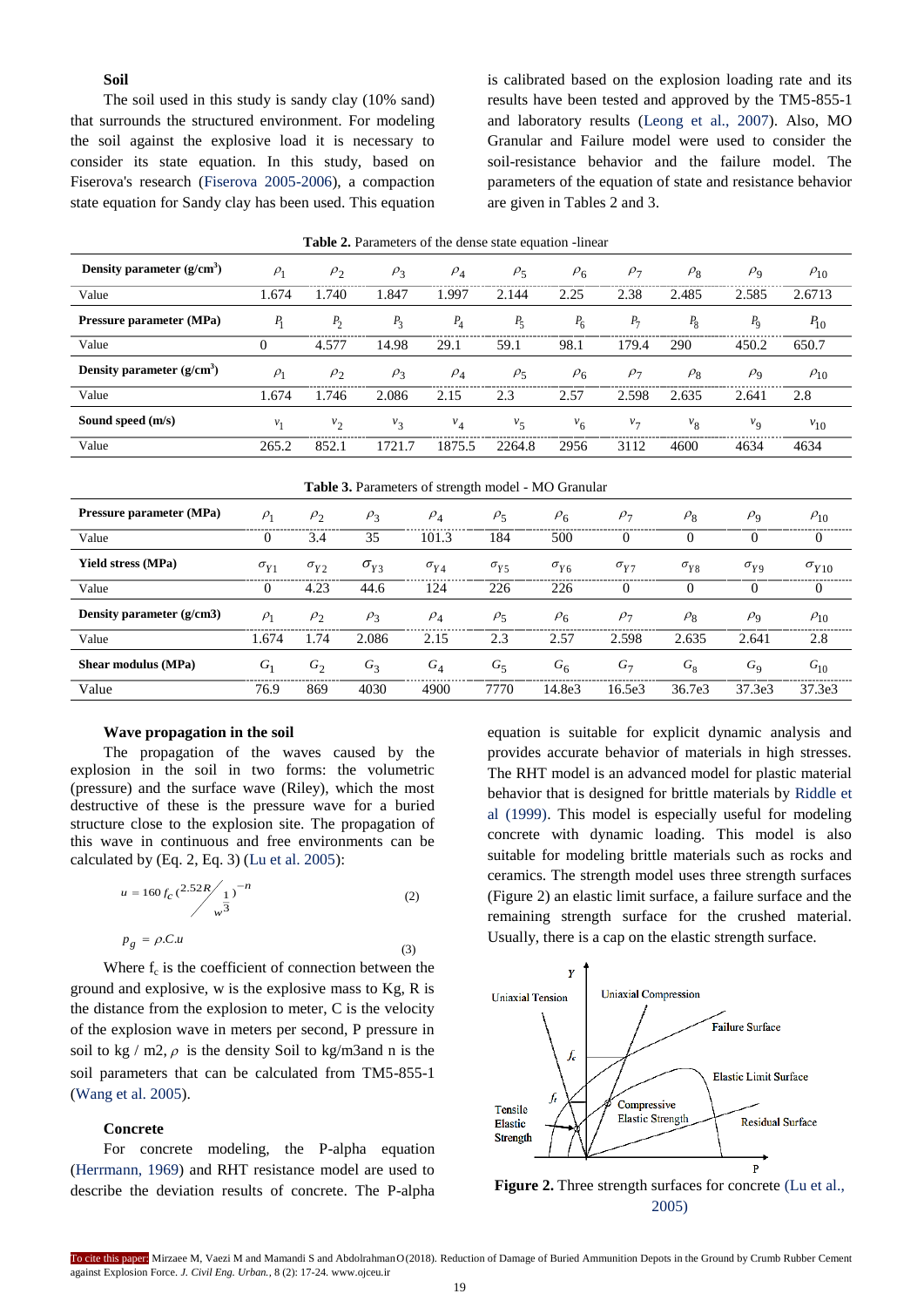### Soil

The soil used in this study is sandy clay (10% sand) that surrounds the structured environment. For modeling the soil against the explosive load it is necessary to consider its state equation. In this study, based on Fiserova's research (Fiserova 2005-2006), a compaction state equation for Sandy clay has been used. This equation is calibrated based on the explosion loading rate and its results have been tested and approved by the TM5-855-1 and laboratory results (Leong et al., 2007). Also, MO Granular and Failure model were used to consider the soil-resistance behavior and the failure model. The parameters of the equation of state and resistance behavior are given in Tables 2 and 3.

**Table 2.** Parameters of the dense state equation -linear

| **Density parameter (g/cm$^3$)** | $\rho_1$ | $\rho_2$ | $\rho_3$ | $\rho_4$ | $\rho_5$ | $\rho_6$ | $\rho_7$ | $\rho_8$ | $\rho_9$ | $\rho_{10}$ |
|---|---|---|---|---|---|---|---|---|---|---|
| Value | 1.674 | 1.740 | 1.847 | 1.997 | 2.144 | 2.25 | 2.38 | 2.485 | 2.585 | 2.6713 |
| **Pressure parameter (MPa)** | $P_1$ | $P_2$ | $P_3$ | $P_4$ | $P_5$ | $P_6$ | $P_7$ | $P_8$ | $P_9$ | $P_{10}$ |
| Value | 0 | 4.577 | 14.98 | 29.1 | 59.1 | 98.1 | 179.4 | 290 | 450.2 | 650.7 |
| **Density parameter (g/cm$^3$)** | $\rho_1$ | $\rho_2$ | $\rho_3$ | $\rho_4$ | $\rho_5$ | $\rho_6$ | $\rho_7$ | $\rho_8$ | $\rho_9$ | $\rho_{10}$ |
| Value | 1.674 | 1.746 | 2.086 | 2.15 | 2.3 | 2.57 | 2.598 | 2.635 | 2.641 | 2.8 |
| **Sound speed (m/s)** | $v_1$ | $v_2$ | $v_3$ | $v_4$ | $v_5$ | $v_6$ | $v_7$ | $v_8$ | $v_9$ | $v_{10}$ |
| Value | 265.2 | 852.1 | 1721.7 | 1875.5 | 2264.8 | 2956 | 3112 | 4600 | 4634 | 4634 |

**Table 3.** Parameters of strength model - MO Granular

| **Pressure parameter (MPa)** | $\rho_1$ | $\rho_2$ | $\rho_3$ | $\rho_4$ | $\rho_5$ | $\rho_6$ | $\rho_7$ | $\rho_8$ | $\rho_9$ | $\rho_{10}$ |
|---|---|---|---|---|---|---|---|---|---|---|
| Value | 0 | 3.4 | 35 | 101.3 | 184 | 500 | 0 | 0 | 0 | 0 |
| **Yield stress (MPa)** | $\sigma_{Y1}$ | $\sigma_{Y2}$ | $\sigma_{Y3}$ | $\sigma_{Y4}$ | $\sigma_{Y5}$ | $\sigma_{Y6}$ | $\sigma_{Y7}$ | $\sigma_{Y8}$ | $\sigma_{Y9}$ | $\sigma_{Y10}$ |
| Value | 0 | 4.23 | 44.6 | 124 | 226 | 226 | 0 | 0 | 0 | 0 |
| **Density parameter (g/cm3)** | $\rho_1$ | $\rho_2$ | $\rho_3$ | $\rho_4$ | $\rho_5$ | $\rho_6$ | $\rho_7$ | $\rho_8$ | $\rho_9$ | $\rho_{10}$ |
| Value | 1.674 | 1.74 | 2.086 | 2.15 | 2.3 | 2.57 | 2.598 | 2.635 | 2.641 | 2.8 |
| **Shear modulus (MPa)** | $G_1$ | $G_2$ | $G_3$ | $G_4$ | $G_5$ | $G_6$ | $G_7$ | $G_8$ | $G_9$ | $G_{10}$ |
| Value | 76.9 | 869 | 4030 | 4900 | 7770 | 14.8e3 | 16.5e3 | 36.7e3 | 37.3e3 | 37.3e3 |

### Wave propagation in the soil

The propagation of the waves caused by the explosion in the soil in two forms: the volumetric (pressure) and the surface wave (Riley), which the most destructive of these is the pressure wave for a buried structure close to the explosion site. The propagation of this wave in continuous and free environments can be calculated by (Eq. 2, Eq. 3) (Lu et al. 2005):

$$u = 160\, f_c \left( 2.52R \Big/ w^{\frac{1}{3}} \right)^{-n} \tag{2}$$

$$p_g = \rho.C.u \tag{3}$$

Where $f_c$ is the coefficient of connection between the ground and explosive, w is the explosive mass to Kg, R is the distance from the explosion to meter, C is the velocity of the explosion wave in meters per second, P pressure in soil to kg / m2, $\rho$ is the density Soil to kg/m3and n is the soil parameters that can be calculated from TM5-855-1 (Wang et al. 2005).

### Concrete

For concrete modeling, the P-alpha equation (Herrmann, 1969) and RHT resistance model are used to describe the deviation results of concrete. The P-alpha equation is suitable for explicit dynamic analysis and provides accurate behavior of materials in high stresses. The RHT model is an advanced model for plastic material behavior that is designed for brittle materials by Riddle et al (1999). This model is especially useful for modeling concrete with dynamic loading. This model is also suitable for modeling brittle materials such as rocks and ceramics. The strength model uses three strength surfaces (Figure 2) an elastic limit surface, a failure surface and the remaining strength surface for the crushed material. Usually, there is a cap on the elastic strength surface.

**Figure 2.** Three strength surfaces for concrete (Lu et al., 2005)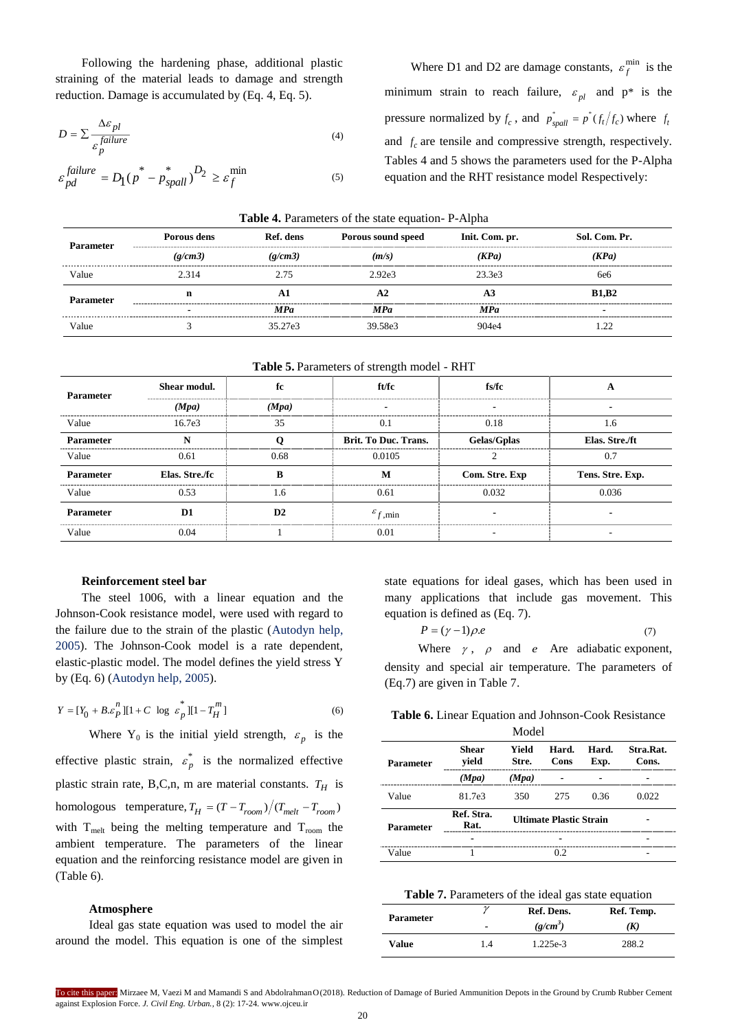Following the hardening phase, additional plastic straining of the material leads to damage and strength reduction. Damage is accumulated by (Eq. 4, Eq. 5).

$$D = \sum \frac{\Delta \varepsilon_{pl}}{\varepsilon_{p}^{failure}} \quad (4)$$

$$\varepsilon_{pd}^{failure} = D_1 (p^* - p_{spall}^*)^{D_2} \geq \varepsilon_f^{\min} \quad (5)$$

Where D1 and D2 are damage constants, $\varepsilon_f^{\min}$ is the minimum strain to reach failure, $\varepsilon_{pl}$ and p* is the pressure normalized by $f_c$, and $p_{spall}^* = p^*(f_t/f_c)$ where $f_t$ and $f_c$ are tensile and compressive strength, respectively. Tables 4 and 5 shows the parameters used for the P-Alpha equation and the RHT resistance model Respectively:

**Table 4.** Parameters of the state equation- P-Alpha

| Parameter | Porous dens | Ref. dens | Porous sound speed | Init. Com. pr. | Sol. Com. Pr. |
|---|---|---|---|---|---|
| | *(g/cm3)* | *(g/cm3)* | *(m/s)* | *(KPa)* | *(KPa)* |
| Value | 2.314 | 2.75 | 2.92e3 | 23.3e3 | 6e6 |
| **Parameter** | **n** | **A1** | **A2** | **A3** | **B1,B2** |
| | - | *MPa* | *MPa* | *MPa* | - |
| Value | 3 | 35.27e3 | 39.58e3 | 904e4 | 1.22 |

**Table 5.** Parameters of strength model - RHT

| Parameter | Shear modul. | fc | ft/fc | fs/fc | A |
|---|---|---|---|---|---|
| | *(Mpa)* | *(Mpa)* | - | - | - |
| Value | 16.7e3 | 35 | 0.1 | 0.18 | 1.6 |
| **Parameter** | **N** | **Q** | **Brit. To Duc. Trans.** | **Gelas/Gplas** | **Elas. Stre./ft** |
| Value | 0.61 | 0.68 | 0.0105 | 2 | 0.7 |
| **Parameter** | **Elas. Stre./fc** | **B** | **M** | **Com. Stre. Exp** | **Tens. Stre. Exp.** |
| Value | 0.53 | 1.6 | 0.61 | 0.032 | 0.036 |
| **Parameter** | **D1** | **D2** | $\varepsilon_{f,\min}$ | - | - |
| Value | 0.04 | 1 | 0.01 | - | - |

### Reinforcement steel bar

The steel 1006, with a linear equation and the Johnson-Cook resistance model, were used with regard to the failure due to the strain of the plastic (Autodyn help, 2005). The Johnson-Cook model is a rate dependent, elastic-plastic model. The model defines the yield stress Y by (Eq. 6) (Autodyn help, 2005).

$$Y = [Y_0 + B.\varepsilon_P^n][1 + C \log \varepsilon_p^*][1 - T_H^m] \quad (6)$$

Where $Y_0$ is the initial yield strength, $\varepsilon_p$ is the effective plastic strain, $\varepsilon_p^*$ is the normalized effective plastic strain rate, B,C,n, m are material constants. $T_H$ is homologous temperature, $T_H = (T - T_{room})/(T_{melt} - T_{room})$ with $T_{melt}$ being the melting temperature and $T_{room}$ the ambient temperature. The parameters of the linear equation and the reinforcing resistance model are given in (Table 6).

### Atmosphere

Ideal gas state equation was used to model the air around the model. This equation is one of the simplest state equations for ideal gases, which has been used in many applications that include gas movement. This equation is defined as (Eq. 7).

$$P = (\gamma - 1)\rho.e \quad (7)$$

Where $\gamma$, $\rho$ and $e$ Are adiabatic exponent, density and special air temperature. The parameters of (Eq.7) are given in Table 7.

**Table 6.** Linear Equation and Johnson-Cook Resistance Model

| Parameter | Shear yield | Yield Stre. | Hard. Cons | Hard. Exp. | Stra.Rat. Cons. |
|---|---|---|---|---|---|
| | *(Mpa)* | *(Mpa)* | - | - | - |
| Value | 81.7e3 | 350 | 275 | 0.36 | 0.022 |
| **Parameter** | **Ref. Stra. Rat.** | **Ultimate Plastic Strain** | | | - |
| | - | - | | | - |
| Value | 1 | 0.2 | | | - |

**Table 7.** Parameters of the ideal gas state equation

| Parameter | $\gamma$ | Ref. Dens. | Ref. Temp. |
|---|---|---|---|
| | - | *(g/cm³)* | *(K)* |
| **Value** | 1.4 | 1.225e-3 | 288.2 |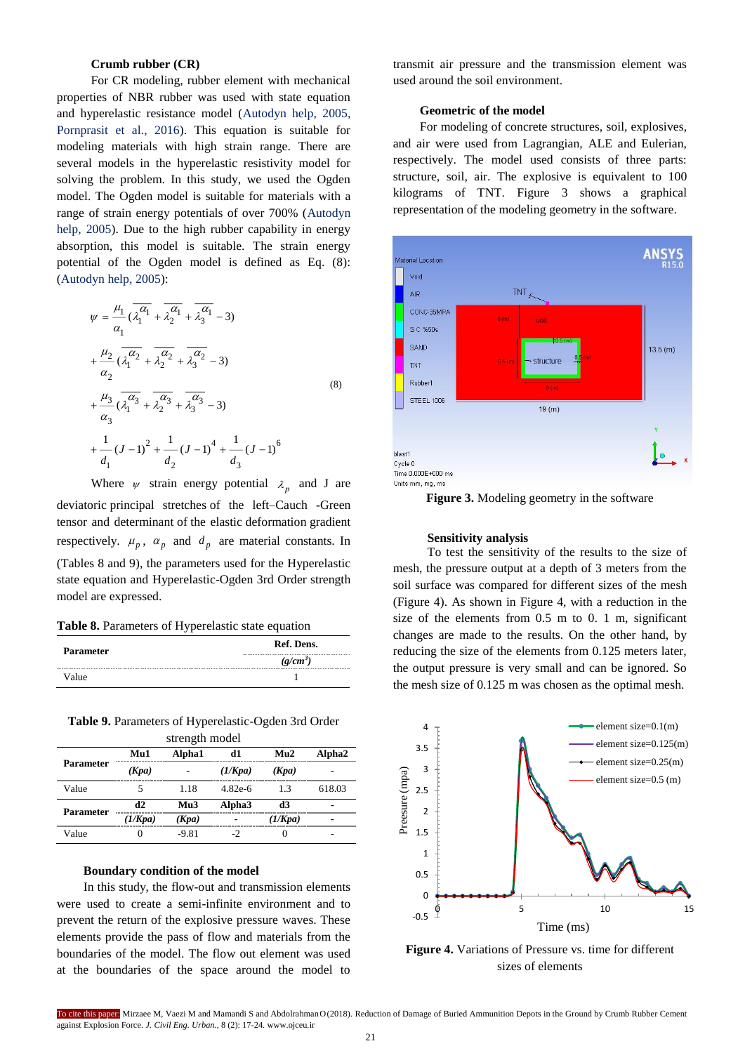### Crumb rubber (CR)

For CR modeling, rubber element with mechanical properties of NBR rubber was used with state equation and hyperelastic resistance model (Autodyn help, 2005, Pornprasit et al., 2016). This equation is suitable for modeling materials with high strain range. There are several models in the hyperelastic resistivity model for solving the problem. In this study, we used the Ogden model. The Ogden model is suitable for materials with a range of strain energy potentials of over 700% (Autodyn help, 2005). Due to the high rubber capability in energy absorption, this model is suitable. The strain energy potential of the Ogden model is defined as Eq. (8): (Autodyn help, 2005):

$$
\begin{aligned}
\psi &= \frac{\mu_1}{\alpha_1}(\overline{\lambda_1^{\alpha_1}} + \overline{\lambda_2^{\alpha_1}} + \overline{\lambda_3^{\alpha_1}} - 3) \\
&+ \frac{\mu_2}{\alpha_2}(\overline{\lambda_1^{\alpha_2}} + \overline{\lambda_2^{\alpha_2}} + \overline{\lambda_3^{\alpha_2}} - 3) \\
&+ \frac{\mu_3}{\alpha_3}(\overline{\lambda_1^{\alpha_3}} + \overline{\lambda_2^{\alpha_3}} + \overline{\lambda_3^{\alpha_3}} - 3) \\
&+ \frac{1}{d_1}(J-1)^2 + \frac{1}{d_2}(J-1)^4 + \frac{1}{d_3}(J-1)^6
\end{aligned} \tag{8}
$$

Where $\psi$ strain energy potential $\lambda_p$ and J are deviatoric principal stretches of the left–Cauch -Green tensor and determinant of the elastic deformation gradient respectively. $\mu_p$, $\alpha_p$ and $d_p$ are material constants. In (Tables 8 and 9), the parameters used for the Hyperelastic state equation and Hyperelastic-Ogden 3rd Order strength model are expressed.

**Table 8.** Parameters of Hyperelastic state equation

| Parameter | Ref. Dens. $(g/cm^3)$ |
|---|---|
| Value | 1 |

**Table 9.** Parameters of Hyperelastic-Ogden 3rd Order strength model

| Parameter | Mu1 (Kpa) | Alpha1 - | d1 (1/Kpa) | Mu2 (Kpa) | Alpha2 - |
|---|---|---|---|---|---|
| Value | 5 | 1.18 | 4.82e-6 | 1.3 | 618.03 |
| **Parameter** | **d2 (1/Kpa)** | **Mu3 (Kpa)** | **Alpha3 -** | **d3 (1/Kpa)** | **-** |
| Value | 0 | -9.81 | -2 | 0 | - |

### Boundary condition of the model

In this study, the flow-out and transmission elements were used to create a semi-infinite environment and to prevent the return of the explosive pressure waves. These elements provide the pass of flow and materials from the boundaries of the model. The flow out element was used at the boundaries of the space around the model to transmit air pressure and the transmission element was used around the soil environment.

### Geometric of the model

For modeling of concrete structures, soil, explosives, and air were used from Lagrangian, ALE and Eulerian, respectively. The model used consists of three parts: structure, soil, air. The explosive is equivalent to 100 kilograms of TNT. Figure 3 shows a graphical representation of the modeling geometry in the software.

**Figure 3.** Modeling geometry in the software

### Sensitivity analysis

To test the sensitivity of the results to the size of mesh, the pressure output at a depth of 3 meters from the soil surface was compared for different sizes of the mesh (Figure 4). As shown in Figure 4, with a reduction in the size of the elements from 0.5 m to 0. 1 m, significant changes are made to the results. On the other hand, by reducing the size of the elements from 0.125 meters later, the output pressure is very small and can be ignored. So the mesh size of 0.125 m was chosen as the optimal mesh.

**Figure 4.** Variations of Pressure vs. time for different sizes of elements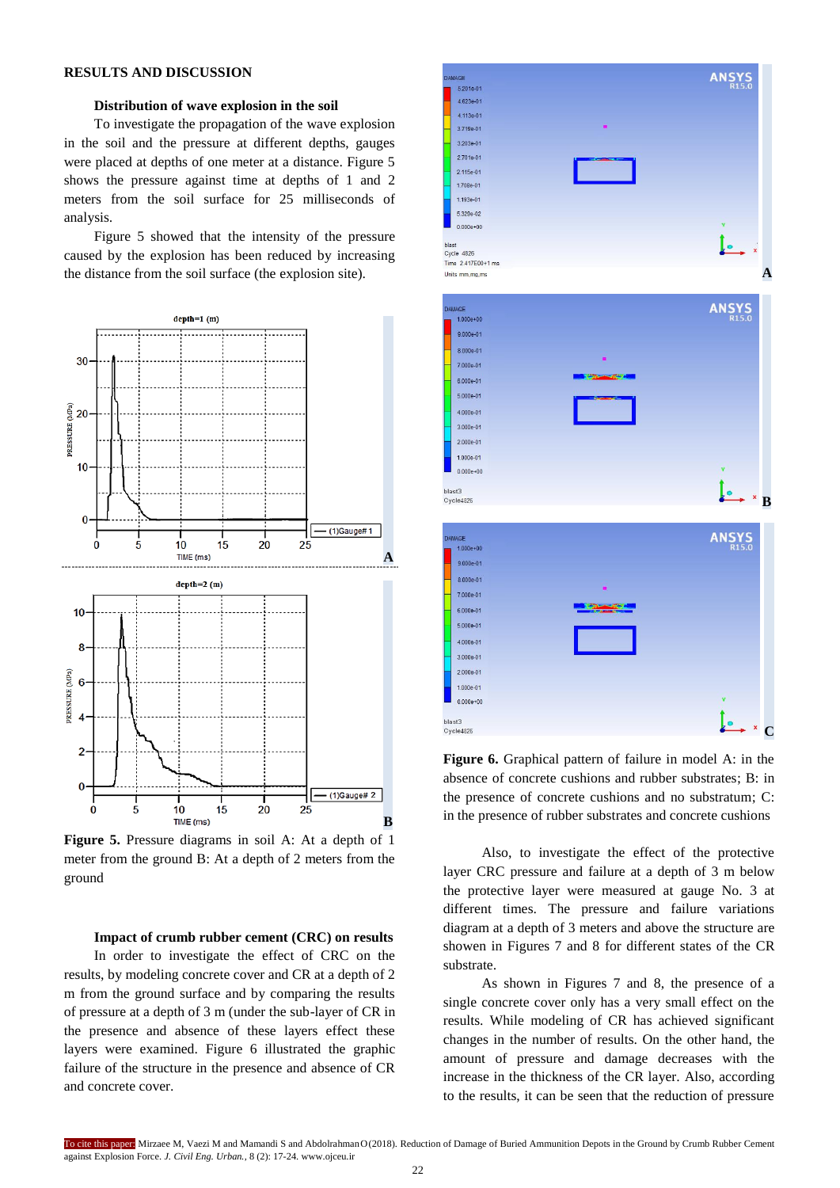## RESULTS AND DISCUSSION

### Distribution of wave explosion in the soil

To investigate the propagation of the wave explosion in the soil and the pressure at different depths, gauges were placed at depths of one meter at a distance. Figure 5 shows the pressure against time at depths of 1 and 2 meters from the soil surface for 25 milliseconds of analysis.

Figure 5 showed that the intensity of the pressure caused by the explosion has been reduced by increasing the distance from the soil surface (the explosion site).

**Figure 5.** Pressure diagrams in soil A: At a depth of 1 meter from the ground B: At a depth of 2 meters from the ground

### Impact of crumb rubber cement (CRC) on results

In order to investigate the effect of CRC on the results, by modeling concrete cover and CR at a depth of 2 m from the ground surface and by comparing the results of pressure at a depth of 3 m (under the sub-layer of CR in the presence and absence of these layers effect these layers were examined. Figure 6 illustrated the graphic failure of the structure in the presence and absence of CR and concrete cover.

**Figure 6.** Graphical pattern of failure in model A: in the absence of concrete cushions and rubber substrates; B: in the presence of concrete cushions and no substratum; C: in the presence of rubber substrates and concrete cushions

Also, to investigate the effect of the protective layer CRC pressure and failure at a depth of 3 m below the protective layer were measured at gauge No. 3 at different times. The pressure and failure variations diagram at a depth of 3 meters and above the structure are shown in Figures 7 and 8 for different states of the CR substrate.

As shown in Figures 7 and 8, the presence of a single concrete cover only has a very small effect on the results. While modeling of CR has achieved significant changes in the number of results. On the other hand, the amount of pressure and damage decreases with the increase in the thickness of the CR layer. Also, according to the results, it can be seen that the reduction of pressure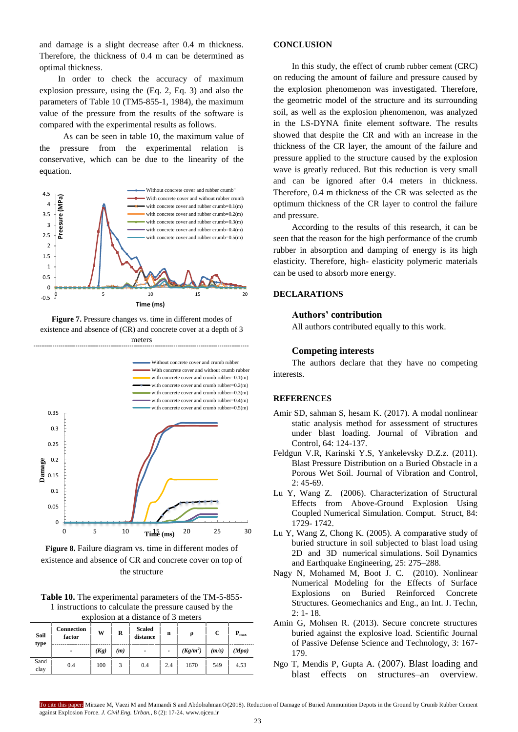and damage is a slight decrease after 0.4 m thickness. Therefore, the thickness of 0.4 m can be determined as optimal thickness.

In order to check the accuracy of maximum explosion pressure, using the (Eq. 2, Eq. 3) and also the parameters of Table 10 (TM5-855-1, 1984), the maximum value of the pressure from the results of the software is compared with the experimental results as follows.

As can be seen in table 10, the maximum value of the pressure from the experimental relation is conservative, which can be due to the linearity of the equation.

**Figure 7.** Pressure changes vs. time in different modes of existence and absence of (CR) and concrete cover at a depth of 3 meters

**Figure 8.** Failure diagram vs. time in different modes of existence and absence of CR and concrete cover on top of the structure

**Table 10.** The experimental parameters of the TM-5-855-1 instructions to calculate the pressure caused by the explosion at a distance of 3 meters

| Soil type | Connection factor | W | R | Scaled distance | n | ρ | C | $P_{max}$ |
|---|---|---|---|---|---|---|---|---|
| | - | *(Kg)* | *(m)* | - | - | *(Kg/m$^3$)* | *(m/s)* | *(Mpa)* |
| Sand clay | 0.4 | 100 | 3 | 0.4 | 2.4 | 1670 | 549 | 4.53 |

## CONCLUSION

In this study, the effect of crumb rubber cement (CRC) on reducing the amount of failure and pressure caused by the explosion phenomenon was investigated. Therefore, the geometric model of the structure and its surrounding soil, as well as the explosion phenomenon, was analyzed in the LS-DYNA finite element software. The results showed that despite the CR and with an increase in the thickness of the CR layer, the amount of the failure and pressure applied to the structure caused by the explosion wave is greatly reduced. But this reduction is very small and can be ignored after 0.4 meters in thickness. Therefore, 0.4 m thickness of the CR was selected as the optimum thickness of the CR layer to control the failure and pressure.

According to the results of this research, it can be seen that the reason for the high performance of the crumb rubber in absorption and damping of energy is its high elasticity. Therefore, high- elasticity polymeric materials can be used to absorb more energy.

## DECLARATIONS

### Authors' contribution

All authors contributed equally to this work.

### Competing interests

The authors declare that they have no competing interests.

## REFERENCES

Amir SD, sahman S, hesam K. (2017). A modal nonlinear static analysis method for assessment of structures under blast loading. Journal of Vibration and Control, 64: 124-137.

Feldgun V.R, Karinski Y.S, Yankelevsky D.Z.z. (2011). Blast Pressure Distribution on a Buried Obstacle in a Porous Wet Soil. Journal of Vibration and Control, 2: 45-69.

Lu Y, Wang Z. (2006). Characterization of Structural Effects from Above-Ground Explosion Using Coupled Numerical Simulation. Comput. Struct, 84: 1729- 1742.

Lu Y, Wang Z, Chong K. (2005). A comparative study of buried structure in soil subjected to blast load using 2D and 3D numerical simulations. Soil Dynamics and Earthquake Engineering, 25: 275–288.

Nagy N, Mohamed M, Boot J. C. (2010). Nonlinear Numerical Modeling for the Effects of Surface Explosions on Buried Reinforced Concrete Structures. Geomechanics and Eng., an Int. J. Techn, 2: 1- 18.

Amin G, Mohsen R. (2013). Secure concrete structures buried against the explosive load. Scientific Journal of Passive Defense Science and Technology, 3: 167-179.

Ngo T, Mendis P, Gupta A. (2007). Blast loading and blast effects on structures–an overview.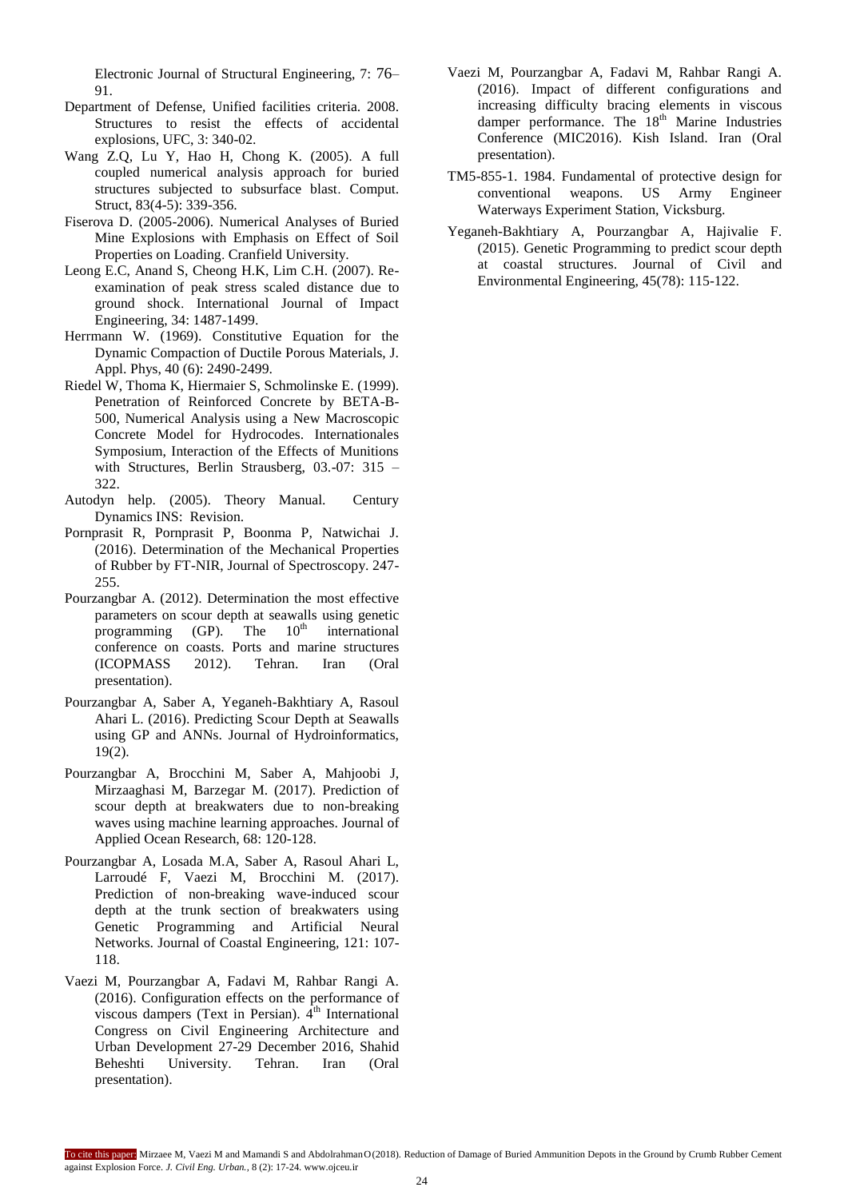Electronic Journal of Structural Engineering, 7: 76–91.

Department of Defense, Unified facilities criteria. 2008. Structures to resist the effects of accidental explosions, UFC, 3: 340-02.

Wang Z.Q, Lu Y, Hao H, Chong K. (2005). A full coupled numerical analysis approach for buried structures subjected to subsurface blast. Comput. Struct, 83(4-5): 339-356.

Fiserova D. (2005-2006). Numerical Analyses of Buried Mine Explosions with Emphasis on Effect of Soil Properties on Loading. Cranfield University.

Leong E.C, Anand S, Cheong H.K, Lim C.H. (2007). Re-examination of peak stress scaled distance due to ground shock. International Journal of Impact Engineering, 34: 1487-1499.

Herrmann W. (1969). Constitutive Equation for the Dynamic Compaction of Ductile Porous Materials, J. Appl. Phys, 40 (6): 2490-2499.

Riedel W, Thoma K, Hiermaier S, Schmolinske E. (1999). Penetration of Reinforced Concrete by BETA-B-500, Numerical Analysis using a New Macroscopic Concrete Model for Hydrocodes. Internationales Symposium, Interaction of the Effects of Munitions with Structures, Berlin Strausberg, 03.-07: 315 – 322.

Autodyn help. (2005). Theory Manual. Century Dynamics INS: Revision.

Pornprasit R, Pornprasit P, Boonma P, Natwichai J. (2016). Determination of the Mechanical Properties of Rubber by FT-NIR, Journal of Spectroscopy. 247-255.

Pourzangbar A. (2012). Determination the most effective parameters on scour depth at seawalls using genetic programming (GP). The 10th international conference on coasts. Ports and marine structures (ICOPMASS 2012). Tehran. Iran (Oral presentation).

Pourzangbar A, Saber A, Yeganeh-Bakhtiary A, Rasoul Ahari L. (2016). Predicting Scour Depth at Seawalls using GP and ANNs. Journal of Hydroinformatics, 19(2).

Pourzangbar A, Brocchini M, Saber A, Mahjoobi J, Mirzaaghasi M, Barzegar M. (2017). Prediction of scour depth at breakwaters due to non-breaking waves using machine learning approaches. Journal of Applied Ocean Research, 68: 120-128.

Pourzangbar A, Losada M.A, Saber A, Rasoul Ahari L, Larroudé F, Vaezi M, Brocchini M. (2017). Prediction of non-breaking wave-induced scour depth at the trunk section of breakwaters using Genetic Programming and Artificial Neural Networks. Journal of Coastal Engineering, 121: 107-118.

Vaezi M, Pourzangbar A, Fadavi M, Rahbar Rangi A. (2016). Configuration effects on the performance of viscous dampers (Text in Persian). 4th International Congress on Civil Engineering Architecture and Urban Development 27-29 December 2016, Shahid Beheshti University. Tehran. Iran (Oral presentation).

Vaezi M, Pourzangbar A, Fadavi M, Rahbar Rangi A. (2016). Impact of different configurations and increasing difficulty bracing elements in viscous damper performance. The 18th Marine Industries Conference (MIC2016). Kish Island. Iran (Oral presentation).

TM5-855-1. 1984. Fundamental of protective design for conventional weapons. US Army Engineer Waterways Experiment Station, Vicksburg.

Yeganeh-Bakhtiary A, Pourzangbar A, Hajivalie F. (2015). Genetic Programming to predict scour depth at coastal structures. Journal of Civil and Environmental Engineering, 45(78): 115-122.